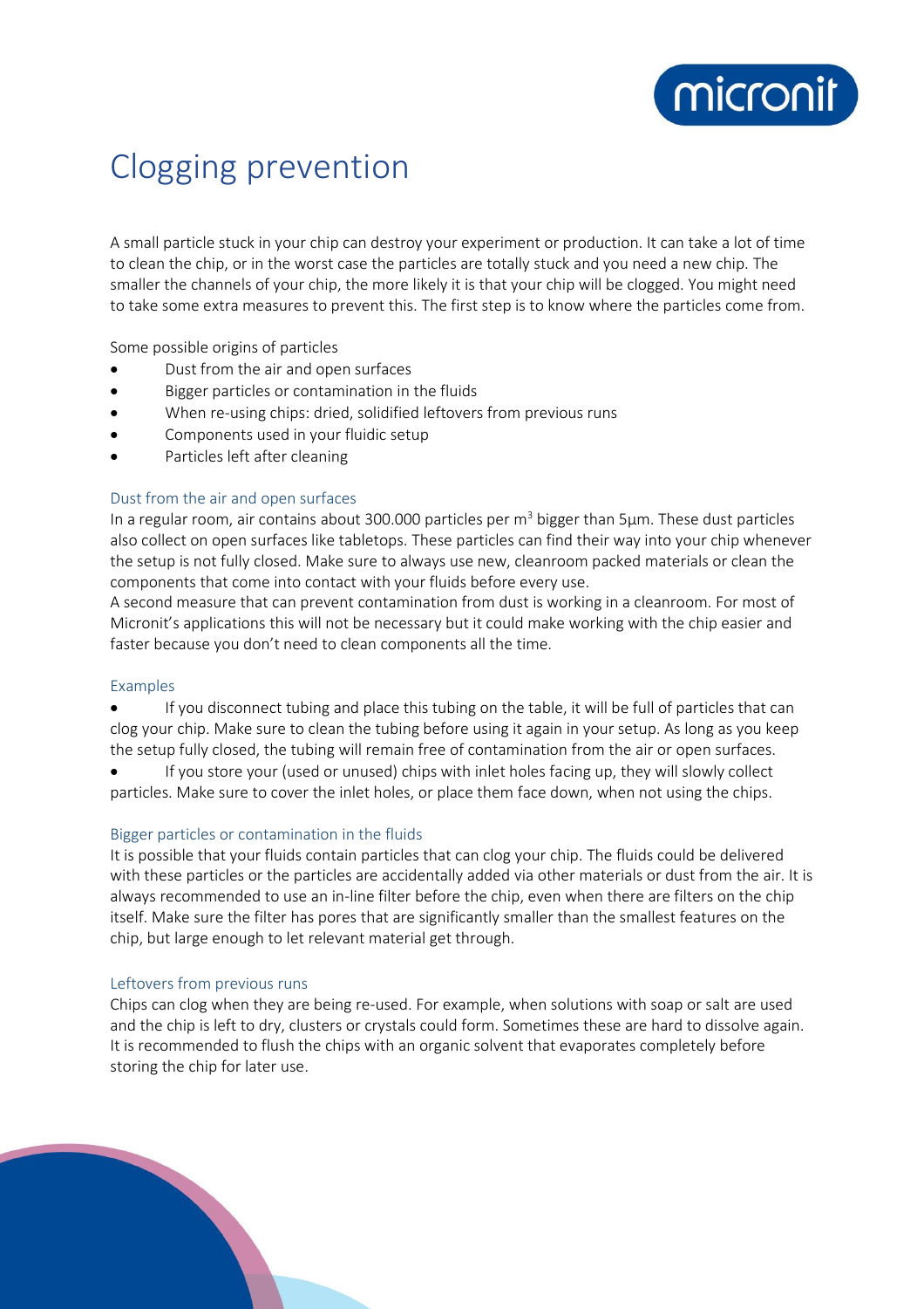# Clogging prevention

A small particle stuck in your chip can destroy your experiment or production. It can take a lot of time to clean the chip, or in the worst case the particles are totally stuck and you need a new chip. The smaller the channels of your chip, the more likely it is that your chip will be clogged. You might need to take some extra measures to prevent this. The first step is to know where the particles come from.

Some possible origins of particles

- Dust from the air and open surfaces
- Bigger particles or contamination in the fluids
- When re-using chips: dried, solidified leftovers from previous runs
- Components used in your fluidic setup
- Particles left after cleaning

## Dust from the air and surfaces

In a regular room, air contains about 300.000 particles per $m^3$ bigger than 5µm. These dust particles also collect on open surfaces like tabletops. These particles can find their way into your chip whenever the setup is not fully closed. Make sure to always use new, cleanroom packed materials or clean the components that come into contact with your fluids before every use.

A second measure that can prevent contamination from dust is working in a cleanroom. For most of Micronit's applications this will not be necessary but it could make working with the chip easier and faster because you don't need to clean components all the time.

## Examples

- If you disconnect tubing and place this tubing on the table, it will be full of particles that can clog your chip. Make sure to clean the tubing before using it again in your setup. As long as you keep the setup fully closed, the tubing will remain free of contamination from the air or open surfaces.
- If you store your (used or unused) chips with inlet holes facing up, they will slowly collect particles. Make sure to cover the inlet holes, or place them face down, when not using the chips.

## Bigger particles or contamination in the fluids

It is possible that your fluids contain particles that can clog your chip. The fluids could be delivered with these particles or the particles are accidentally added via other materials or dust from the air. It is always recommended to use an in-line filter before the chip, even when there are filters on the chip itself. Make sure the filter has pores that are significantly smaller than the smallest features on the chip, but large enough to let relevant material get through.

## Leftovers from previous runs

Chips can clog when they are being re-used. For example, when solutions with soap or salt are used and the chip is left to dry, clusters or crystals could form. Sometimes these are hard to dissolve again. It is recommended to flush the chips with an organic solvent that evaporates completely before storing the chip for later use.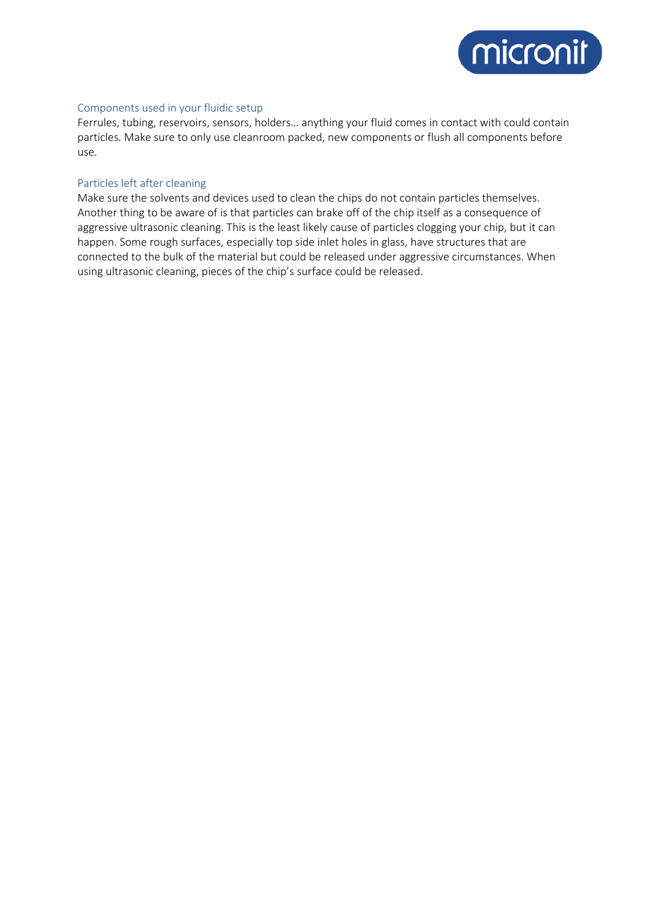### Components used in your fluidic setup

Ferrules, tubing, reservoirs, sensors, holders… anything your fluid comes in contact with could contain particles. Make sure to only use cleanroom packed, new components or flush all components before use.

### Particles left after cleaning

Make sure the solvents and devices used to clean the chips do not contain particles themselves. Another thing to be aware of is that particles can brake off of the chip itself as a consequence of aggressive ultrasonic cleaning. This is the least likely cause of particles clogging your chip, but it can happen. Some rough surfaces, especially top side inlet holes in glass, have structures that are connected to the bulk of the material but could be released under aggressive circumstances. When using ultrasonic cleaning, pieces of the chip's surface could be released.